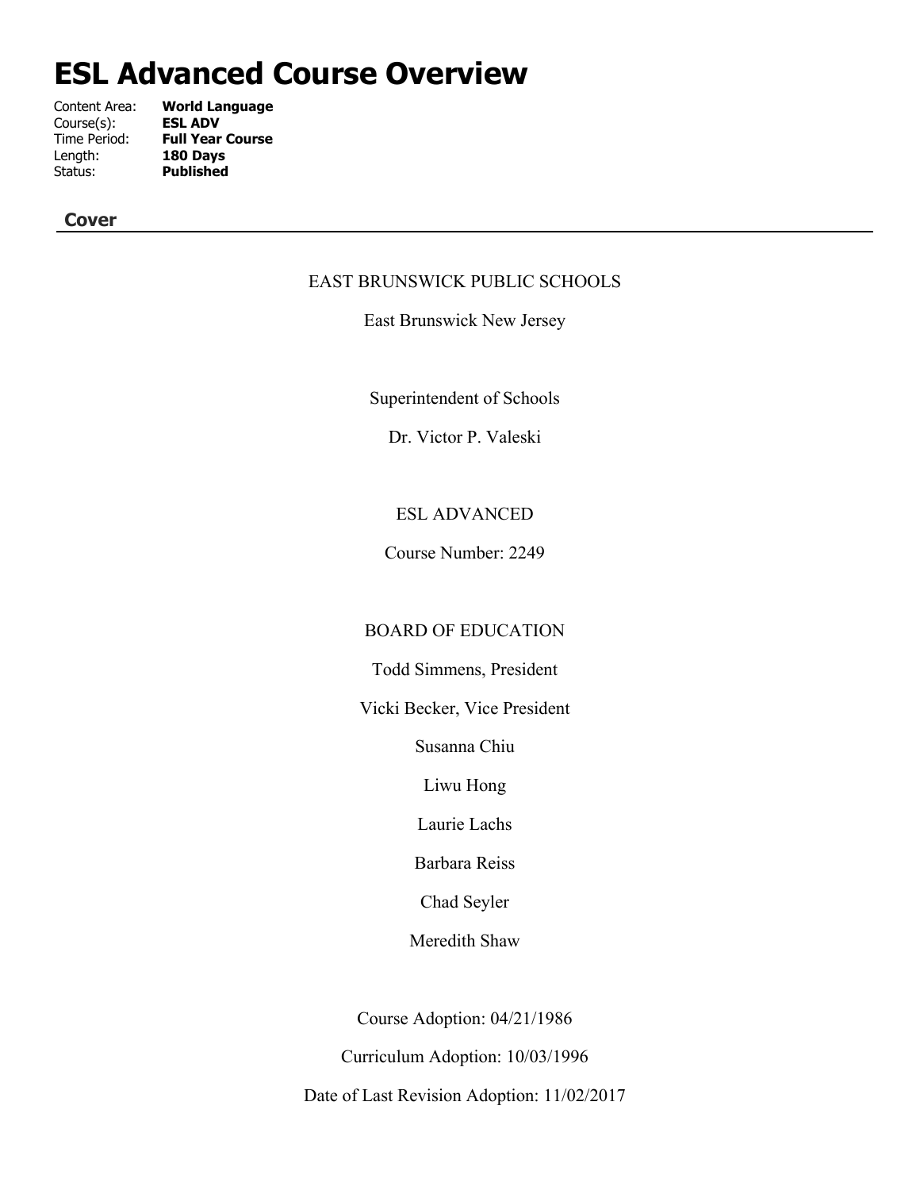# ESL Advanced Course Overview

Content Area: **World Language**
Course(s): **ESL ADV**
Time Period: **Full Year Course**
Length: **180 Days**
Status: **Published**

## Cover

EAST BRUNSWICK PUBLIC SCHOOLS

East Brunswick New Jersey

Superintendent of Schools

Dr. Victor P. Valeski

ESL ADVANCED

Course Number: 2249

BOARD OF EDUCATION

Todd Simmens, President

Vicki Becker, Vice President

Susanna Chiu

Liwu Hong

Laurie Lachs

Barbara Reiss

Chad Seyler

Meredith Shaw

Course Adoption: 04/21/1986

Curriculum Adoption: 10/03/1996

Date of Last Revision Adoption: 11/02/2017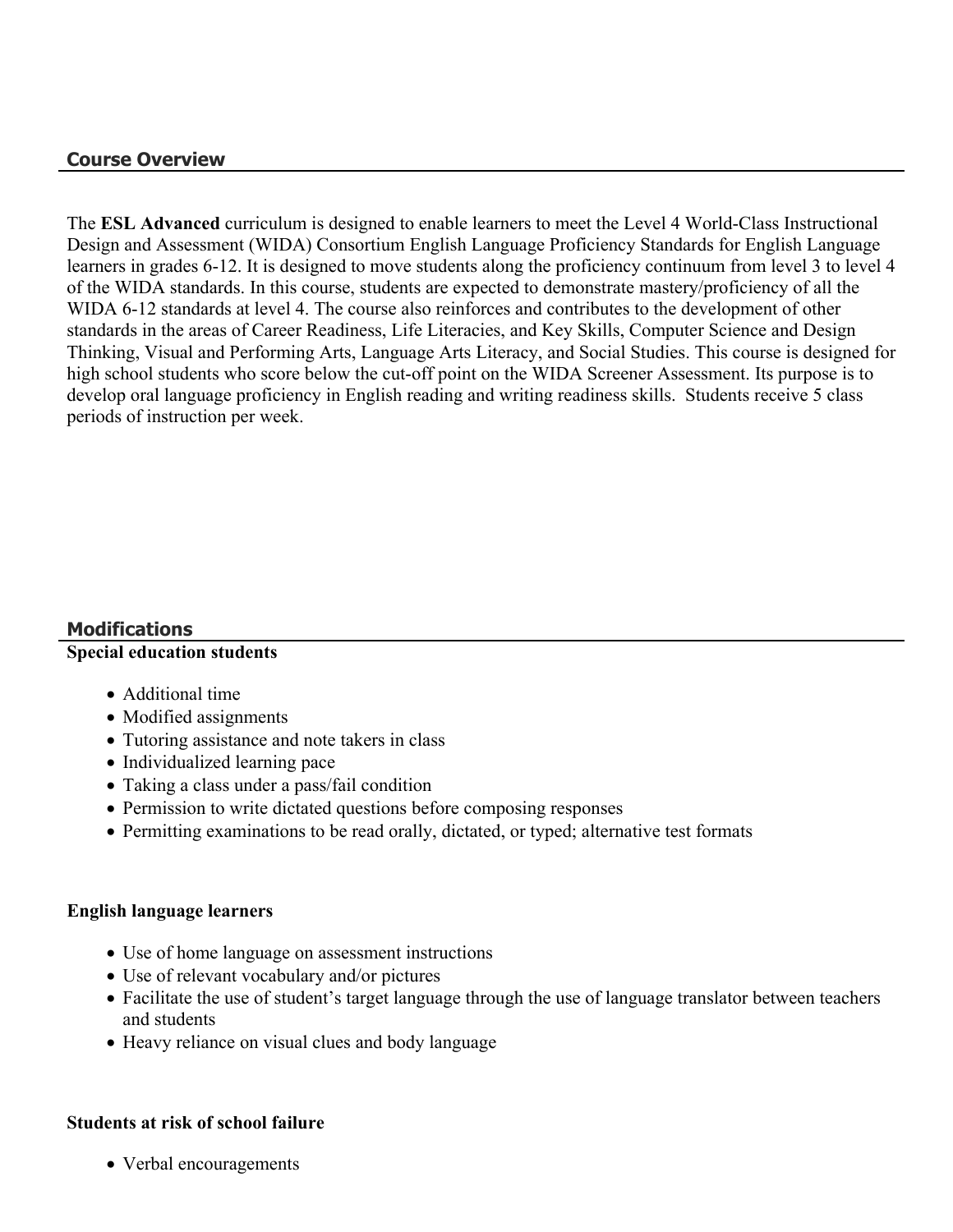## Course Overview

The **ESL Advanced** curriculum is designed to enable learners to meet the Level 4 World-Class Instructional Design and Assessment (WIDA) Consortium English Language Proficiency Standards for English Language learners in grades 6-12. It is designed to move students along the proficiency continuum from level 3 to level 4 of the WIDA standards. In this course, students are expected to demonstrate mastery/proficiency of all the WIDA 6-12 standards at level 4. The course also reinforces and contributes to the development of other standards in the areas of Career Readiness, Life Literacies, and Key Skills, Computer Science and Design Thinking, Visual and Performing Arts, Language Arts Literacy, and Social Studies. This course is designed for high school students who score below the cut-off point on the WIDA Screener Assessment. Its purpose is to develop oral language proficiency in English reading and writing readiness skills. Students receive 5 class periods of instruction per week.

## Modifications

**Special education students**

- Additional time
- Modified assignments
- Tutoring assistance and note takers in class
- Individualized learning pace
- Taking a class under a pass/fail condition
- Permission to write dictated questions before composing responses
- Permitting examinations to be read orally, dictated, or typed; alternative test formats

**English language learners**

- Use of home language on assessment instructions
- Use of relevant vocabulary and/or pictures
- Facilitate the use of student's target language through the use of language translator between teachers and students
- Heavy reliance on visual clues and body language

**Students at risk of school failure**

- Verbal encouragements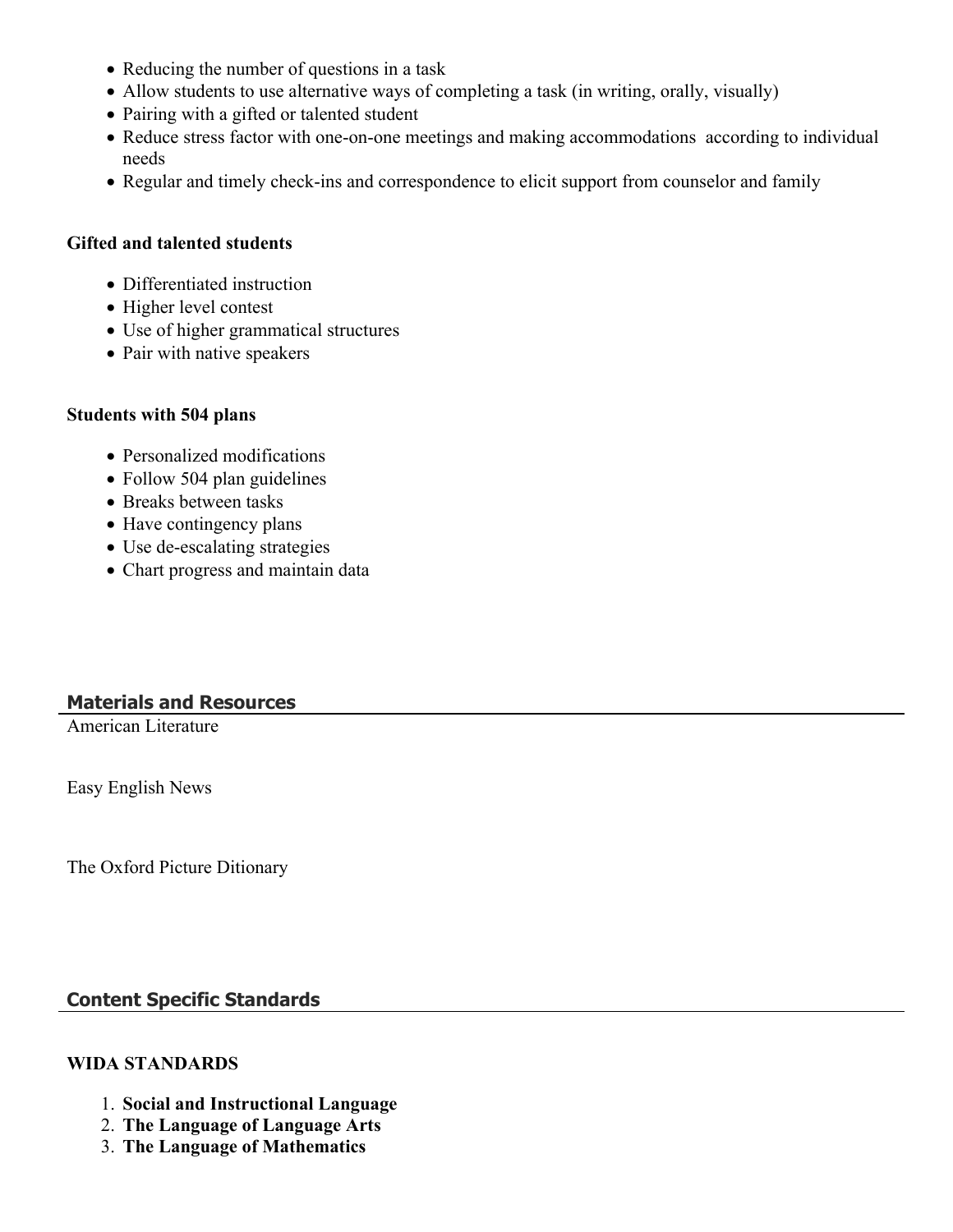- Reducing the number of questions in a task
- Allow students to use alternative ways of completing a task (in writing, orally, visually)
- Pairing with a gifted or talented student
- Reduce stress factor with one-on-one meetings and making accommodations  according to individual needs
- Regular and timely check-ins and correspondence to elicit support from counselor and family

**Gifted and talented students**

- Differentiated instruction
- Higher level contest
- Use of higher grammatical structures
- Pair with native speakers

**Students with 504 plans**

- Personalized modifications
- Follow 504 plan guidelines
- Breaks between tasks
- Have contingency plans
- Use de-escalating strategies
- Chart progress and maintain data

## Materials and Resources

American Literature

Easy English News

The Oxford Picture Ditionary

## Content Specific Standards

**WIDA STANDARDS**

1. **Social and Instructional Language**
2. **The Language of Language Arts**
3. **The Language of Mathematics**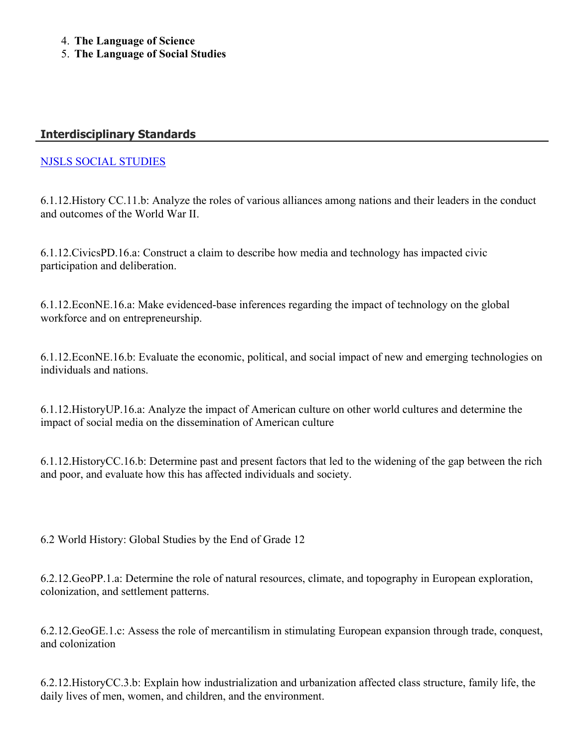4. **The Language of Science**
5. **The Language of Social Studies**

## Interdisciplinary Standards

NJSLS SOCIAL STUDIES

6.1.12.History CC.11.b: Analyze the roles of various alliances among nations and their leaders in the conduct and outcomes of the World War II.

6.1.12.CivicsPD.16.a: Construct a claim to describe how media and technology has impacted civic participation and deliberation.

6.1.12.EconNE.16.a: Make evidenced-base inferences regarding the impact of technology on the global workforce and on entrepreneurship.

6.1.12.EconNE.16.b: Evaluate the economic, political, and social impact of new and emerging technologies on individuals and nations.

6.1.12.HistoryUP.16.a: Analyze the impact of American culture on other world cultures and determine the impact of social media on the dissemination of American culture

6.1.12.HistoryCC.16.b: Determine past and present factors that led to the widening of the gap between the rich and poor, and evaluate how this has affected individuals and society.

6.2 World History: Global Studies by the End of Grade 12

6.2.12.GeoPP.1.a: Determine the role of natural resources, climate, and topography in European exploration, colonization, and settlement patterns.

6.2.12.GeoGE.1.c: Assess the role of mercantilism in stimulating European expansion through trade, conquest, and colonization

6.2.12.HistoryCC.3.b: Explain how industrialization and urbanization affected class structure, family life, the daily lives of men, women, and children, and the environment.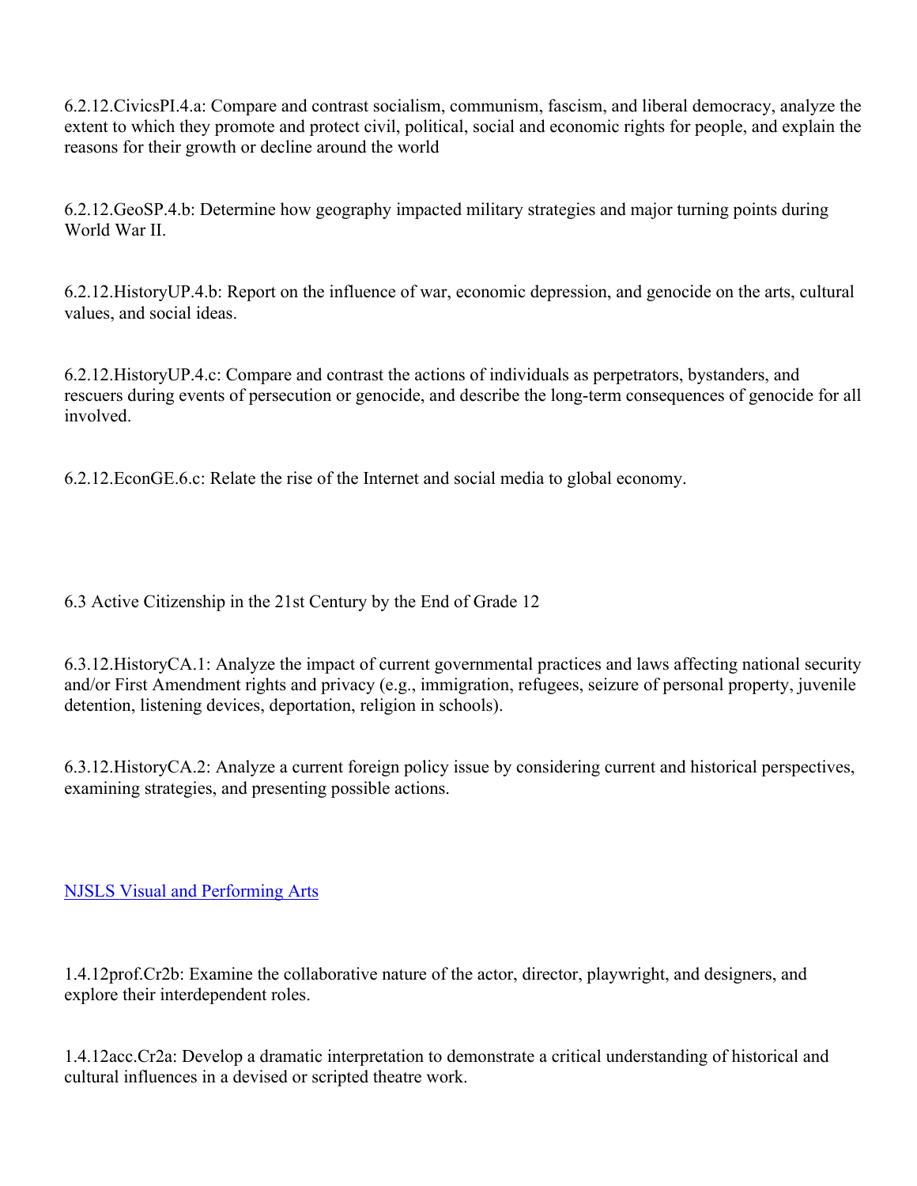6.2.12.CivicsPI.4.a: Compare and contrast socialism, communism, fascism, and liberal democracy, analyze the extent to which they promote and protect civil, political, social and economic rights for people, and explain the reasons for their growth or decline around the world

6.2.12.GeoSP.4.b: Determine how geography impacted military strategies and major turning points during World War II.

6.2.12.HistoryUP.4.b: Report on the influence of war, economic depression, and genocide on the arts, cultural values, and social ideas.

6.2.12.HistoryUP.4.c: Compare and contrast the actions of individuals as perpetrators, bystanders, and rescuers during events of persecution or genocide, and describe the long-term consequences of genocide for all involved.

6.2.12.EconGE.6.c: Relate the rise of the Internet and social media to global economy.

6.3 Active Citizenship in the 21st Century by the End of Grade 12

6.3.12.HistoryCA.1: Analyze the impact of current governmental practices and laws affecting national security and/or First Amendment rights and privacy (e.g., immigration, refugees, seizure of personal property, juvenile detention, listening devices, deportation, religion in schools).

6.3.12.HistoryCA.2: Analyze a current foreign policy issue by considering current and historical perspectives, examining strategies, and presenting possible actions.

NJSLS Visual and Performing Arts

1.4.12prof.Cr2b: Examine the collaborative nature of the actor, director, playwright, and designers, and explore their interdependent roles.

1.4.12acc.Cr2a: Develop a dramatic interpretation to demonstrate a critical understanding of historical and cultural influences in a devised or scripted theatre work.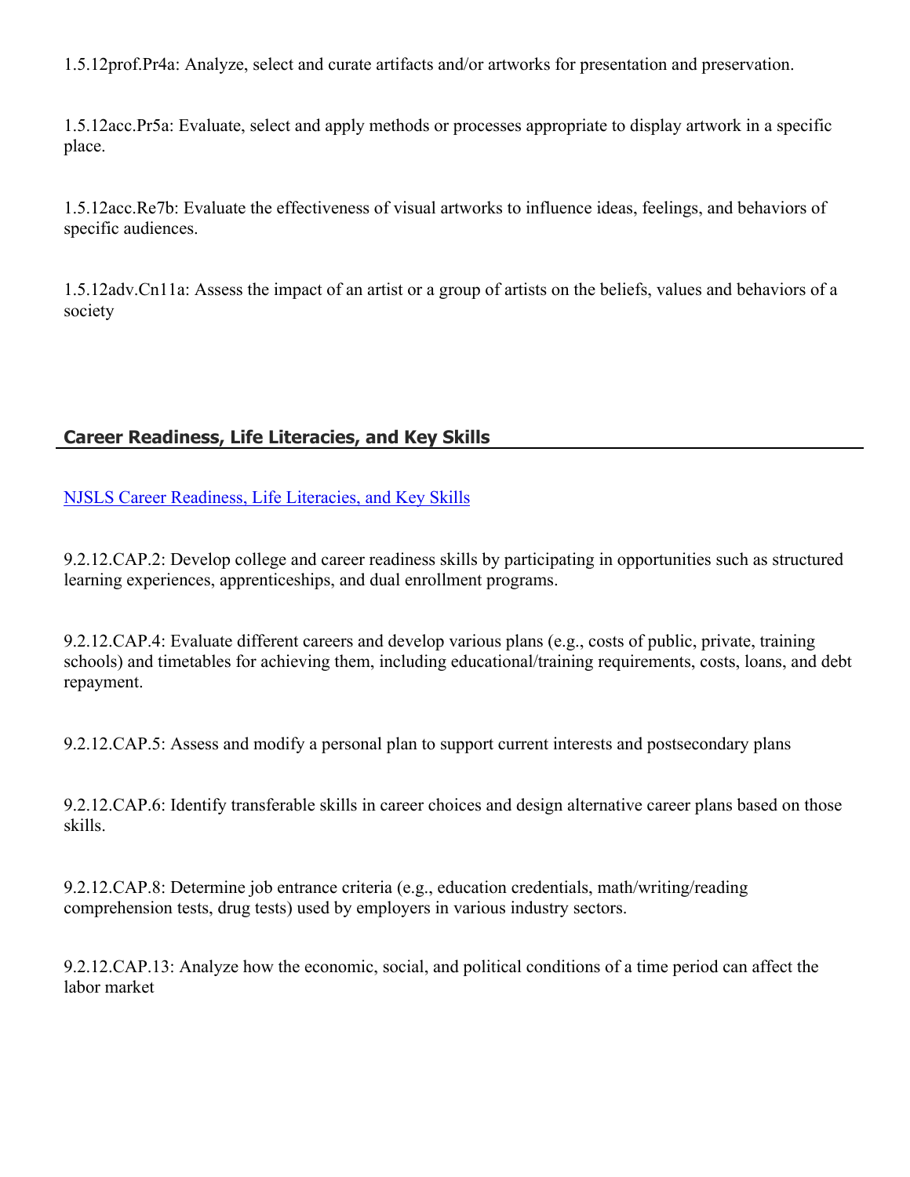1.5.12prof.Pr4a: Analyze, select and curate artifacts and/or artworks for presentation and preservation.

1.5.12acc.Pr5a: Evaluate, select and apply methods or processes appropriate to display artwork in a specific place.

1.5.12acc.Re7b: Evaluate the effectiveness of visual artworks to influence ideas, feelings, and behaviors of specific audiences.

1.5.12adv.Cn11a: Assess the impact of an artist or a group of artists on the beliefs, values and behaviors of a society

## Career Readiness, Life Literacies, and Key Skills

NJSLS Career Readiness, Life Literacies, and Key Skills

9.2.12.CAP.2: Develop college and career readiness skills by participating in opportunities such as structured learning experiences, apprenticeships, and dual enrollment programs.

9.2.12.CAP.4: Evaluate different careers and develop various plans (e.g., costs of public, private, training schools) and timetables for achieving them, including educational/training requirements, costs, loans, and debt repayment.

9.2.12.CAP.5: Assess and modify a personal plan to support current interests and postsecondary plans

9.2.12.CAP.6: Identify transferable skills in career choices and design alternative career plans based on those skills.

9.2.12.CAP.8: Determine job entrance criteria (e.g., education credentials, math/writing/reading comprehension tests, drug tests) used by employers in various industry sectors.

9.2.12.CAP.13: Analyze how the economic, social, and political conditions of a time period can affect the labor market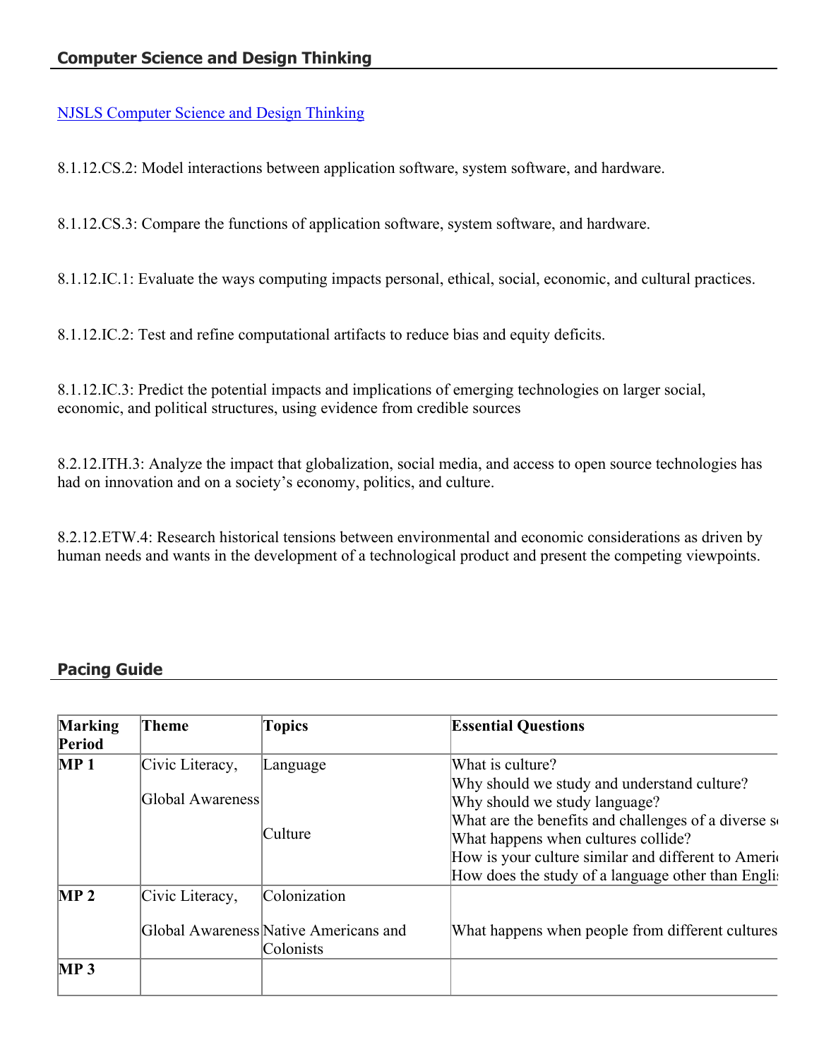## Computer Science and Design Thinking

NJSLS Computer Science and Design Thinking

8.1.12.CS.2: Model interactions between application software, system software, and hardware.

8.1.12.CS.3: Compare the functions of application software, system software, and hardware.

8.1.12.IC.1: Evaluate the ways computing impacts personal, ethical, social, economic, and cultural practices.

8.1.12.IC.2: Test and refine computational artifacts to reduce bias and equity deficits.

8.1.12.IC.3: Predict the potential impacts and implications of emerging technologies on larger social, economic, and political structures, using evidence from credible sources

8.2.12.ITH.3: Analyze the impact that globalization, social media, and access to open source technologies has had on innovation and on a society's economy, politics, and culture.

8.2.12.ETW.4: Research historical tensions between environmental and economic considerations as driven by human needs and wants in the development of a technological product and present the competing viewpoints.

## Pacing Guide

| Marking Period | Theme | Topics | Essential Questions |
| --- | --- | --- | --- |
| MP 1 | Civic Literacy,<br><br>Global Awareness | Language<br><br><br>Culture | What is culture?<br>Why should we study and understand culture?<br>Why should we study language?<br>What are the benefits and challenges of a diverse s<br>What happens when cultures collide?<br>How is your culture similar and different to Ameri<br>How does the study of a language other than Engli |
| MP 2 | Civic Literacy,<br><br>Global Awareness | Colonization<br><br>Native Americans and Colonists | <br><br>What happens when people from different cultures |
| MP 3 | | | |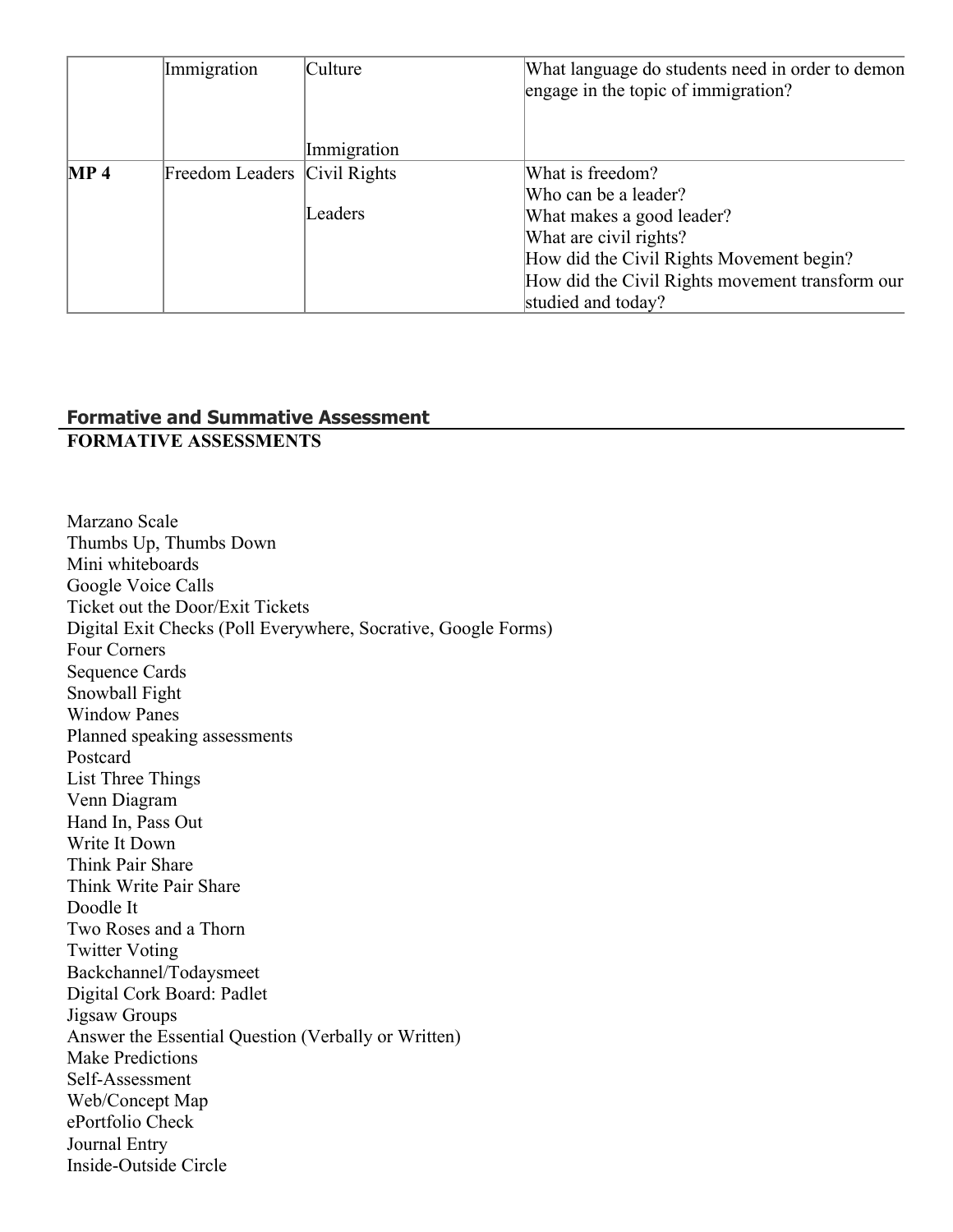| | | | |
|---|---|---|---|
| | Immigration | Culture<br><br>Immigration | What language do students need in order to demon engage in the topic of immigration? |
| **MP 4** | Freedom Leaders | Civil Rights<br><br>Leaders | What is freedom?<br>Who can be a leader?<br>What makes a good leader?<br>What are civil rights?<br>How did the Civil Rights Movement begin?<br>How did the Civil Rights movement transform our studied and today? |

## Formative and Summative Assessment

**FORMATIVE ASSESSMENTS**

Marzano Scale
Thumbs Up, Thumbs Down
Mini whiteboards
Google Voice Calls
Ticket out the Door/Exit Tickets
Digital Exit Checks (Poll Everywhere, Socrative, Google Forms)
Four Corners
Sequence Cards
Snowball Fight
Window Panes
Planned speaking assessments
Postcard
List Three Things
Venn Diagram
Hand In, Pass Out
Write It Down
Think Pair Share
Think Write Pair Share
Doodle It
Two Roses and a Thorn
Twitter Voting
Backchannel/Todaysmeet
Digital Cork Board: Padlet
Jigsaw Groups
Answer the Essential Question (Verbally or Written)
Make Predictions
Self-Assessment
Web/Concept Map
ePortfolio Check
Journal Entry
Inside-Outside Circle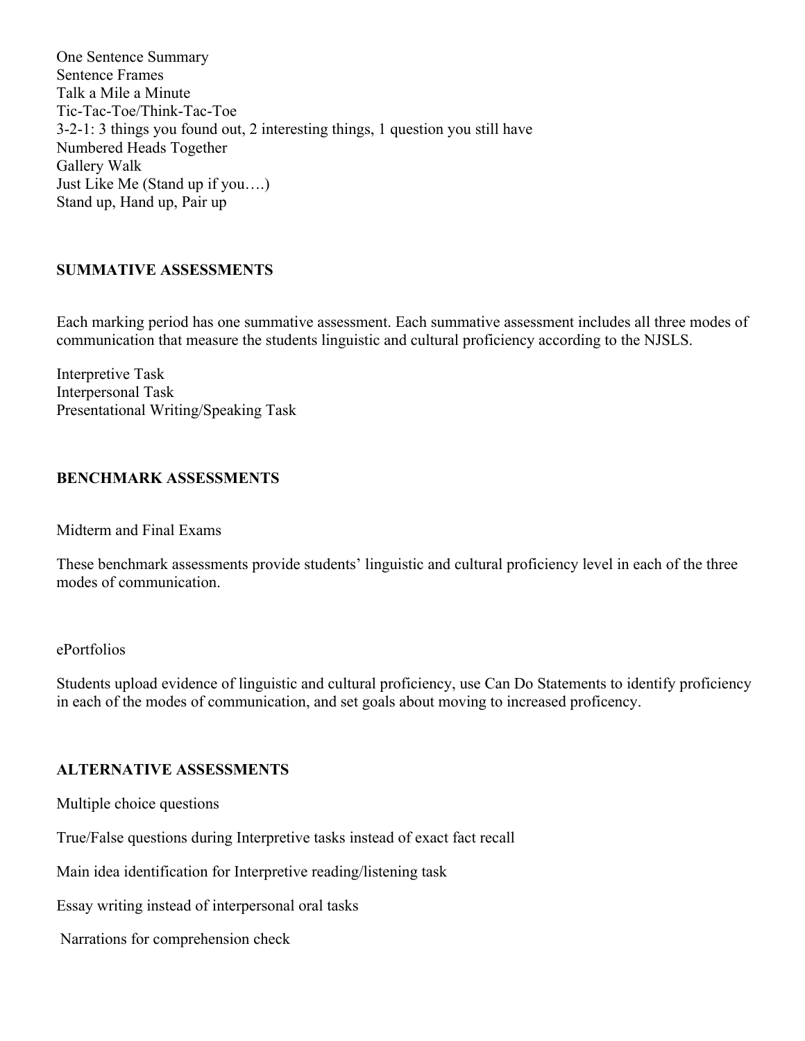One Sentence Summary
Sentence Frames
Talk a Mile a Minute
Tic-Tac-Toe/Think-Tac-Toe
3-2-1: 3 things you found out, 2 interesting things, 1 question you still have
Numbered Heads Together
Gallery Walk
Just Like Me (Stand up if you….)
Stand up, Hand up, Pair up

**SUMMATIVE ASSESSMENTS**

Each marking period has one summative assessment. Each summative assessment includes all three modes of communication that measure the students linguistic and cultural proficiency according to the NJSLS.

Interpretive Task
Interpersonal Task
Presentational Writing/Speaking Task

**BENCHMARK ASSESSMENTS**

Midterm and Final Exams

These benchmark assessments provide students' linguistic and cultural proficiency level in each of the three modes of communication.

ePortfolios

Students upload evidence of linguistic and cultural proficiency, use Can Do Statements to identify proficiency in each of the modes of communication, and set goals about moving to increased proficency.

**ALTERNATIVE ASSESSMENTS**

Multiple choice questions

True/False questions during Interpretive tasks instead of exact fact recall

Main idea identification for Interpretive reading/listening task

Essay writing instead of interpersonal oral tasks

Narrations for comprehension check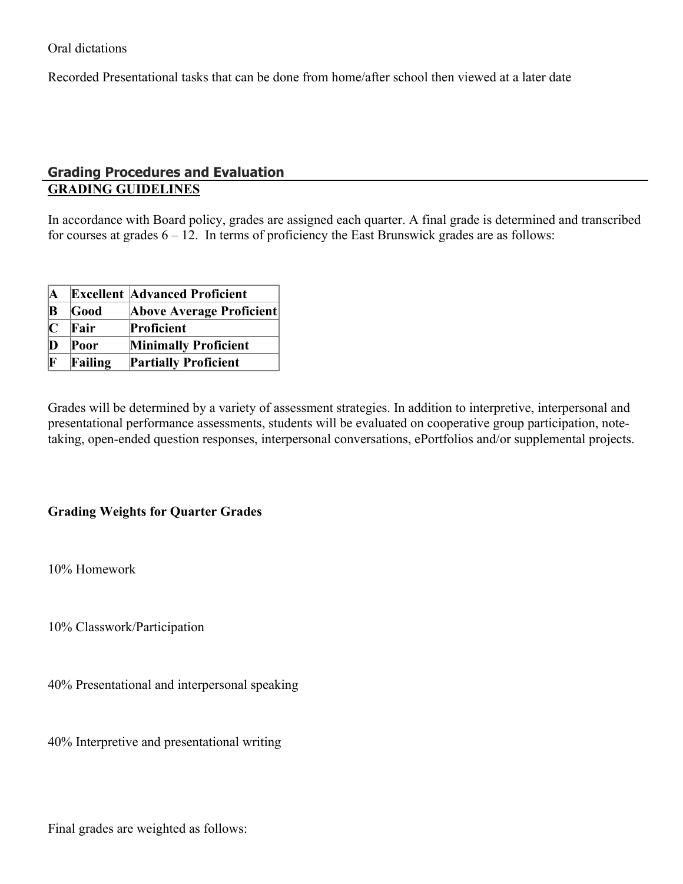Oral dictations

Recorded Presentational tasks that can be done from home/after school then viewed at a later date

## Grading Procedures and Evaluation

**GRADING GUIDELINES**

In accordance with Board policy, grades are assigned each quarter. A final grade is determined and transcribed for courses at grades 6 – 12. In terms of proficiency the East Brunswick grades are as follows:

| | | |
|---|---|---|
| **A** | **Excellent** | **Advanced Proficient** |
| **B** | **Good** | **Above Average Proficient** |
| **C** | **Fair** | **Proficient** |
| **D** | **Poor** | **Minimally Proficient** |
| **F** | **Failing** | **Partially Proficient** |

Grades will be determined by a variety of assessment strategies. In addition to interpretive, interpersonal and presentational performance assessments, students will be evaluated on cooperative group participation, note-taking, open-ended question responses, interpersonal conversations, ePortfolios and/or supplemental projects.

**Grading Weights for Quarter Grades**

10% Homework

10% Classwork/Participation

40% Presentational and interpersonal speaking

40% Interpretive and presentational writing

Final grades are weighted as follows: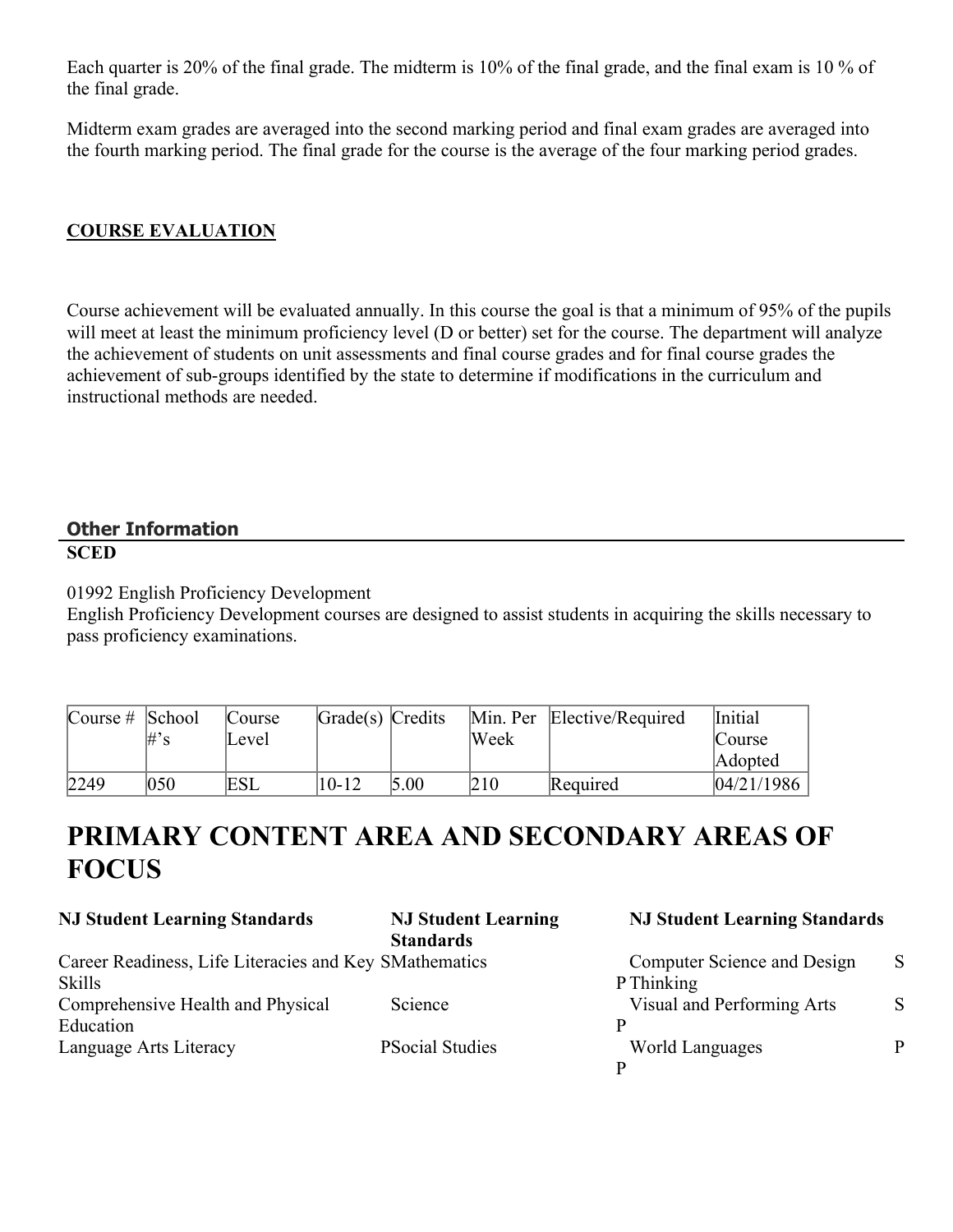Each quarter is 20% of the final grade. The midterm is 10% of the final grade, and the final exam is 10 % of the final grade.

Midterm exam grades are averaged into the second marking period and final exam grades are averaged into the fourth marking period. The final grade for the course is the average of the four marking period grades.

**COURSE EVALUATION**

Course achievement will be evaluated annually. In this course the goal is that a minimum of 95% of the pupils will meet at least the minimum proficiency level (D or better) set for the course. The department will analyze the achievement of students on unit assessments and final course grades and for final course grades the achievement of sub-groups identified by the state to determine if modifications in the curriculum and instructional methods are needed.

## Other Information

**SCED**

01992 English Proficiency Development
English Proficiency Development courses are designed to assist students in acquiring the skills necessary to pass proficiency examinations.

| Course # | School #'s | Course Level | Grade(s) | Credits | Min. Per Week | Elective/Required | Initial Course Adopted |
|---|---|---|---|---|---|---|---|
| 2249 | 050 | ESL | 10-12 | 5.00 | 210 | Required | 04/21/1986 |

# PRIMARY CONTENT AREA AND SECONDARY AREAS OF FOCUS

| NJ Student Learning Standards | | NJ Student Learning Standards | | NJ Student Learning Standards | |
|---|---|---|---|---|---|
| Career Readiness, Life Literacies and Key Skills | S | Mathematics | P | Computer Science and Design Thinking | S |
| Comprehensive Health and Physical Education | | Science | P | Visual and Performing Arts | S |
| Language Arts Literacy | P | Social Studies | P | World Languages | P |